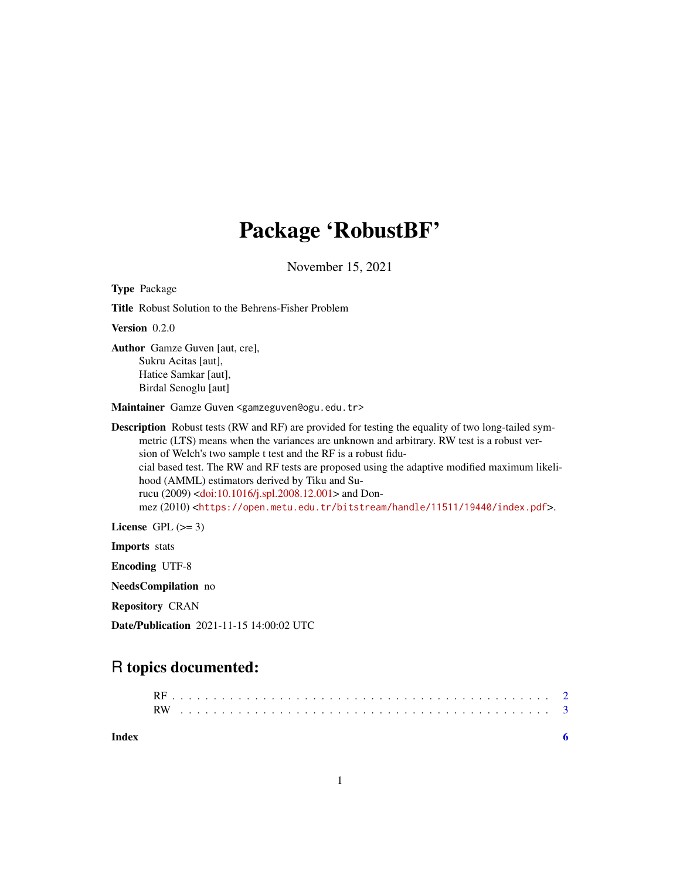# Package 'RobustBF'

November 15, 2021

**Type** Package

**Title** Robust Solution to the Behrens-Fisher Problem

**Version** 0.2.0

**Author** Gamze Guven [aut, cre],
Sukru Acitas [aut],
Hatice Samkar [aut],
Birdal Senoglu [aut]

**Maintainer** Gamze Guven <gamzeguven@ogu.edu.tr>

**Description** Robust tests (RW and RF) are provided for testing the equality of two long-tailed symmetric (LTS) means when the variances are unknown and arbitrary. RW test is a robust version of Welch's two sample t test and the RF is a robust fiducial based test. The RW and RF tests are proposed using the adaptive modified maximum likelihood (AMML) estimators derived by Tiku and Surucu (2009) <doi:10.1016/j.spl.2008.12.001> and Donmez (2010) <https://open.metu.edu.tr/bitstream/handle/11511/19440/index.pdf>.

**License** GPL (>= 3)

**Imports** stats

**Encoding** UTF-8

**NeedsCompilation** no

**Repository** CRAN

**Date/Publication** 2021-11-15 14:00:02 UTC

## R topics documented:

- RF . . . . . . . . . . . . . . . . . . . . . . . . . . . . . . . . . . . . . . . . . . . 2
- RW . . . . . . . . . . . . . . . . . . . . . . . . . . . . . . . . . . . . . . . . . . 3

**Index** 6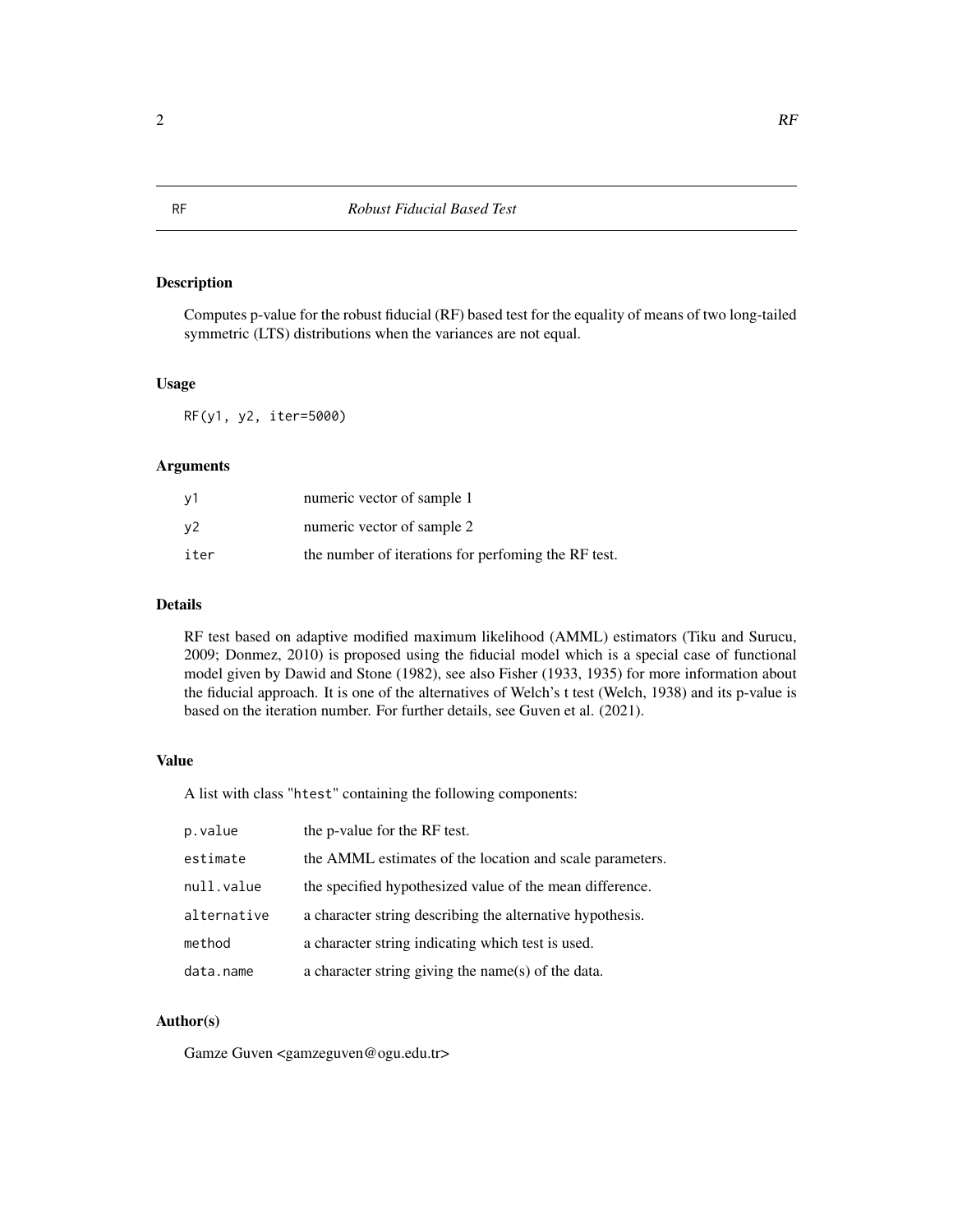# RF — *Robust Fiducial Based Test*

## Description

Computes p-value for the robust fiducial (RF) based test for the equality of means of two long-tailed symmetric (LTS) distributions when the variances are not equal.

## Usage

```
RF(y1, y2, iter=5000)
```

## Arguments

| | |
|---|---|
| `y1` | numeric vector of sample 1 |
| `y2` | numeric vector of sample 2 |
| `iter` | the number of iterations for perfoming the RF test. |

## Details

RF test based on adaptive modified maximum likelihood (AMML) estimators (Tiku and Surucu, 2009; Donmez, 2010) is proposed using the fiducial model which is a special case of functional model given by Dawid and Stone (1982), see also Fisher (1933, 1935) for more information about the fiducial approach. It is one of the alternatives of Welch's t test (Welch, 1938) and its p-value is based on the iteration number. For further details, see Guven et al. (2021).

## Value

A list with class "htest" containing the following components:

| | |
|---|---|
| `p.value` | the p-value for the RF test. |
| `estimate` | the AMML estimates of the location and scale parameters. |
| `null.value` | the specified hypothesized value of the mean difference. |
| `alternative` | a character string describing the alternative hypothesis. |
| `method` | a character string indicating which test is used. |
| `data.name` | a character string giving the name(s) of the data. |

## Author(s)

Gamze Guven <gamzeguven@ogu.edu.tr>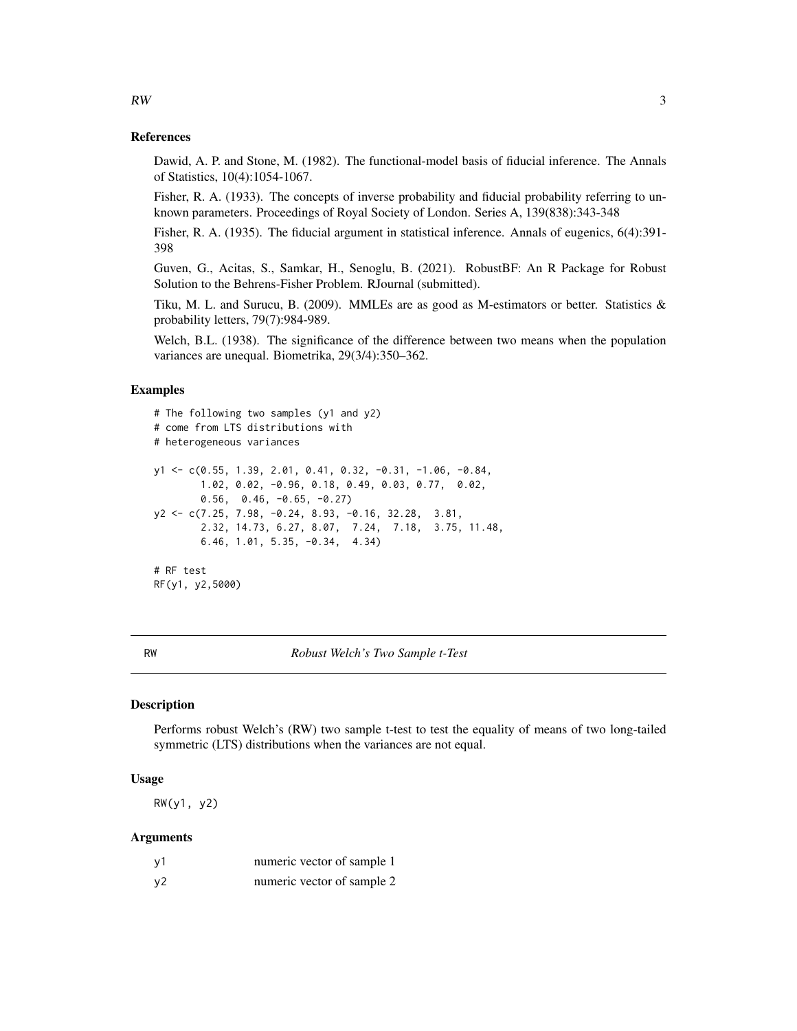### References

Dawid, A. P. and Stone, M. (1982). The functional-model basis of fiducial inference. The Annals of Statistics, 10(4):1054-1067.

Fisher, R. A. (1933). The concepts of inverse probability and fiducial probability referring to unknown parameters. Proceedings of Royal Society of London. Series A, 139(838):343-348

Fisher, R. A. (1935). The fiducial argument in statistical inference. Annals of eugenics, 6(4):391-398

Guven, G., Acitas, S., Samkar, H., Senoglu, B. (2021). RobustBF: An R Package for Robust Solution to the Behrens-Fisher Problem. RJournal (submitted).

Tiku, M. L. and Surucu, B. (2009). MMLEs are as good as M-estimators or better. Statistics & probability letters, 79(7):984-989.

Welch, B.L. (1938). The significance of the difference between two means when the population variances are unequal. Biometrika, 29(3/4):350–362.

### Examples

```
# The following two samples (y1 and y2)
# come from LTS distributions with
# heterogeneous variances

y1 <- c(0.55, 1.39, 2.01, 0.41, 0.32, -0.31, -1.06, -0.84,
        1.02, 0.02, -0.96, 0.18, 0.49, 0.03, 0.77,  0.02,
        0.56,  0.46, -0.65, -0.27)
y2 <- c(7.25, 7.98, -0.24, 8.93, -0.16, 32.28,  3.81,
        2.32, 14.73, 6.27, 8.07,  7.24,  7.18,  3.75, 11.48,
        6.46, 1.01, 5.35, -0.34,  4.34)

# RF test
RF(y1, y2,5000)
```

---

## RW — *Robust Welch's Two Sample t-Test*

### Description

Performs robust Welch's (RW) two sample t-test to test the equality of means of two long-tailed symmetric (LTS) distributions when the variances are not equal.

### Usage

```
RW(y1, y2)
```

### Arguments

| | |
|---|---|
| y1 | numeric vector of sample 1 |
| y2 | numeric vector of sample 2 |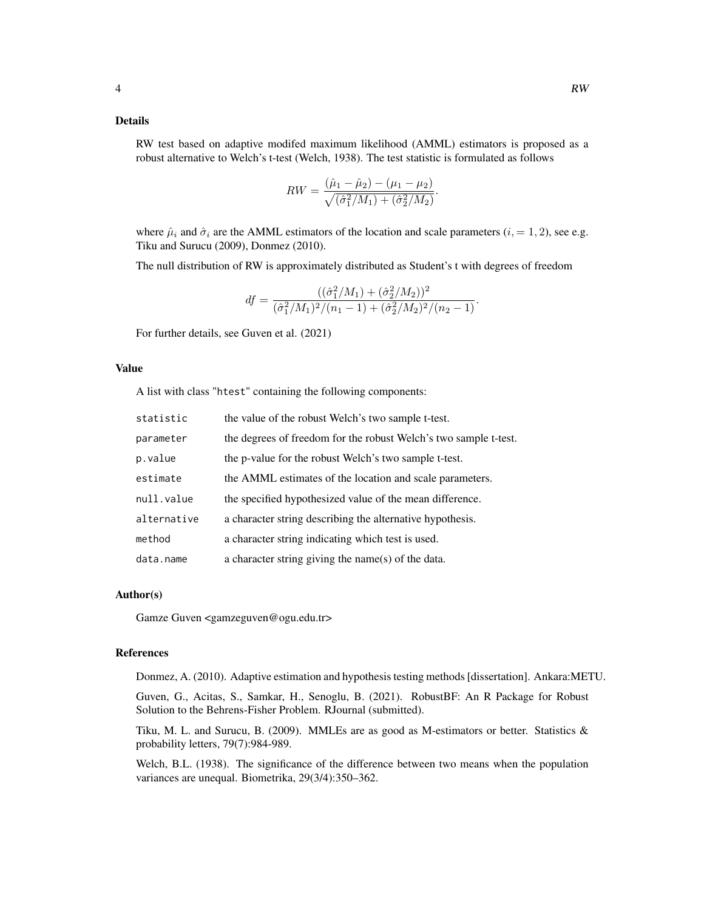## Details

RW test based on adaptive modifed maximum likelihood (AMML) estimators is proposed as a robust alternative to Welch's t-test (Welch, 1938). The test statistic is formulated as follows

$$RW = \frac{(\hat{\mu}_1 - \hat{\mu}_2) - (\mu_1 - \mu_2)}{\sqrt{(\hat{\sigma}_1^2/M_1) + (\hat{\sigma}_2^2/M_2)}}.$$

where $\hat{\mu}_i$ and $\hat{\sigma}_i$ are the AMML estimators of the location and scale parameters $(i, = 1, 2)$, see e.g. Tiku and Surucu (2009), Donmez (2010).

The null distribution of RW is approximately distributed as Student's t with degrees of freedom

$$df = \frac{((\hat{\sigma}_1^2/M_1) + (\hat{\sigma}_2^2/M_2))^2}{(\hat{\sigma}_1^2/M_1)^2/(n_1 - 1) + (\hat{\sigma}_2^2/M_2)^2/(n_2 - 1)}.$$

For further details, see Guven et al. (2021)

## Value

A list with class "htest" containing the following components:

| | |
|---|---|
| statistic | the value of the robust Welch's two sample t-test. |
| parameter | the degrees of freedom for the robust Welch's two sample t-test. |
| p.value | the p-value for the robust Welch's two sample t-test. |
| estimate | the AMML estimates of the location and scale parameters. |
| null.value | the specified hypothesized value of the mean difference. |
| alternative | a character string describing the alternative hypothesis. |
| method | a character string indicating which test is used. |
| data.name | a character string giving the name(s) of the data. |

## Author(s)

Gamze Guven <gamzeguven@ogu.edu.tr>

## References

Donmez, A. (2010). Adaptive estimation and hypothesis testing methods [dissertation]. Ankara:METU.

Guven, G., Acitas, S., Samkar, H., Senoglu, B. (2021). RobustBF: An R Package for Robust Solution to the Behrens-Fisher Problem. RJournal (submitted).

Tiku, M. L. and Surucu, B. (2009). MMLEs are as good as M-estimators or better. Statistics & probability letters, 79(7):984-989.

Welch, B.L. (1938). The significance of the difference between two means when the population variances are unequal. Biometrika, 29(3/4):350–362.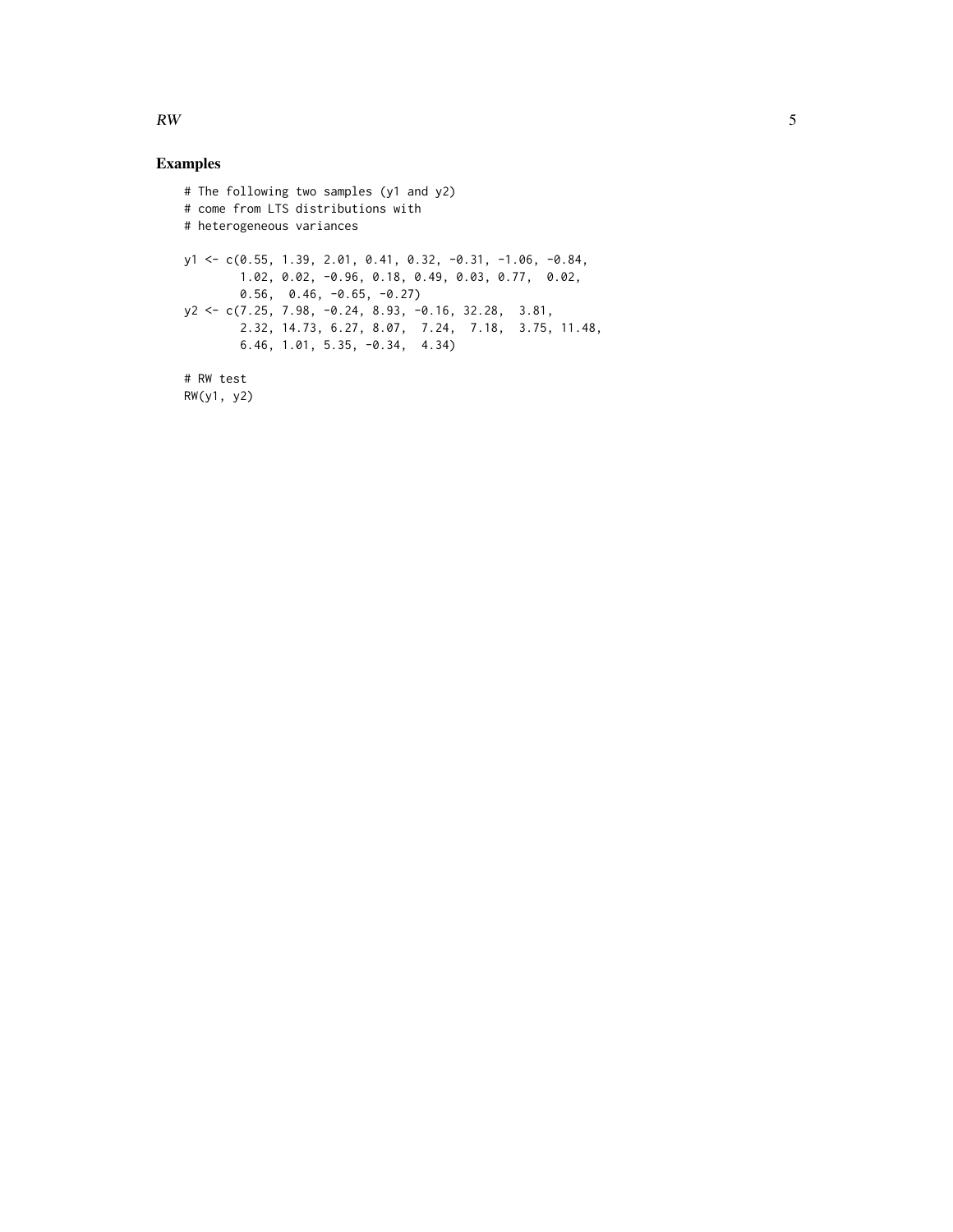## Examples

```
# The following two samples (y1 and y2)
# come from LTS distributions with
# heterogeneous variances

y1 <- c(0.55, 1.39, 2.01, 0.41, 0.32, -0.31, -1.06, -0.84,
        1.02, 0.02, -0.96, 0.18, 0.49, 0.03, 0.77,  0.02,
        0.56,  0.46, -0.65, -0.27)
y2 <- c(7.25, 7.98, -0.24, 8.93, -0.16, 32.28,  3.81,
        2.32, 14.73, 6.27, 8.07,  7.24,  7.18,  3.75, 11.48,
        6.46, 1.01, 5.35, -0.34,  4.34)

# RW test
RW(y1, y2)
```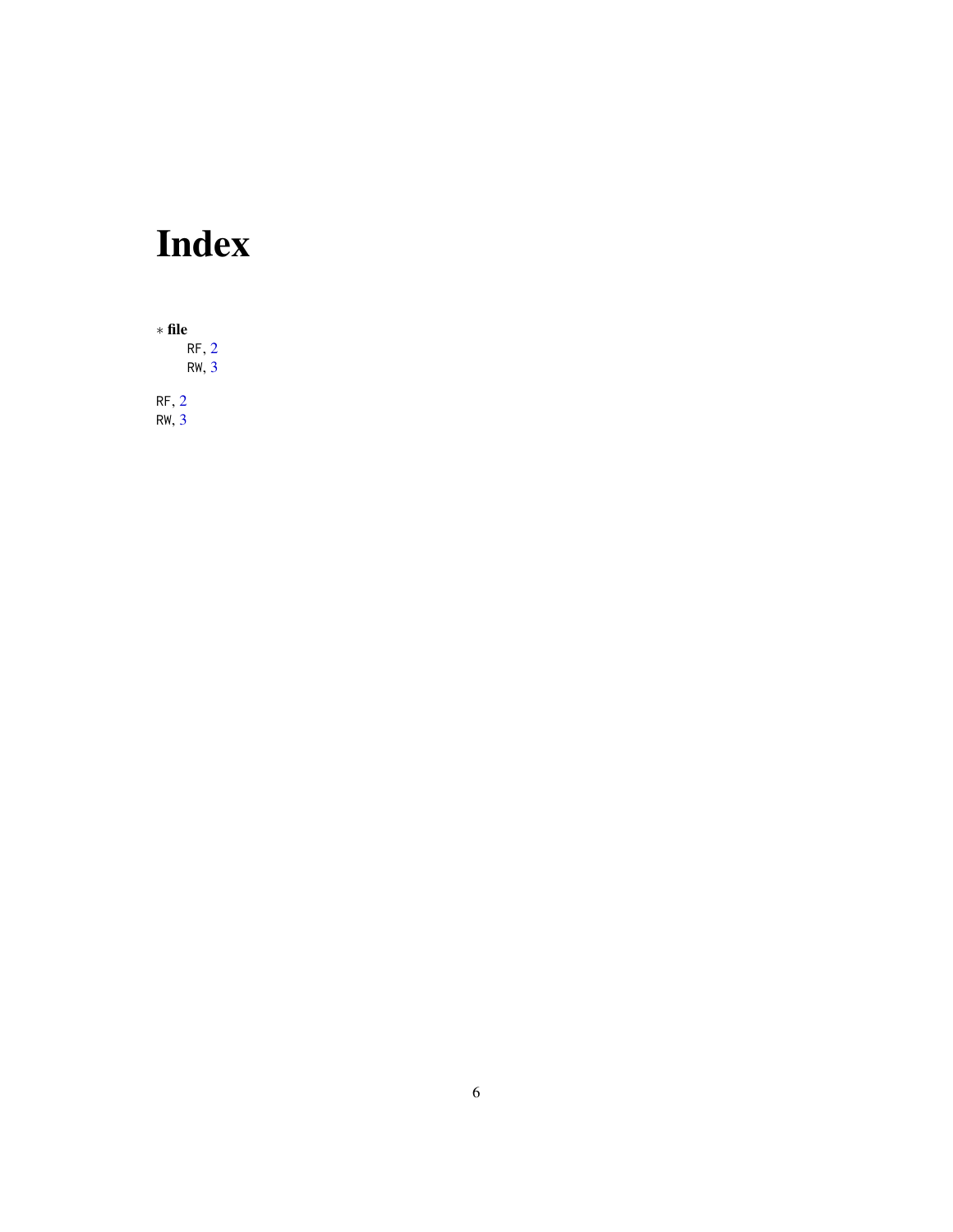# Index

* **file**
  - RF, 2
  - RW, 3

RF, 2
RW, 3